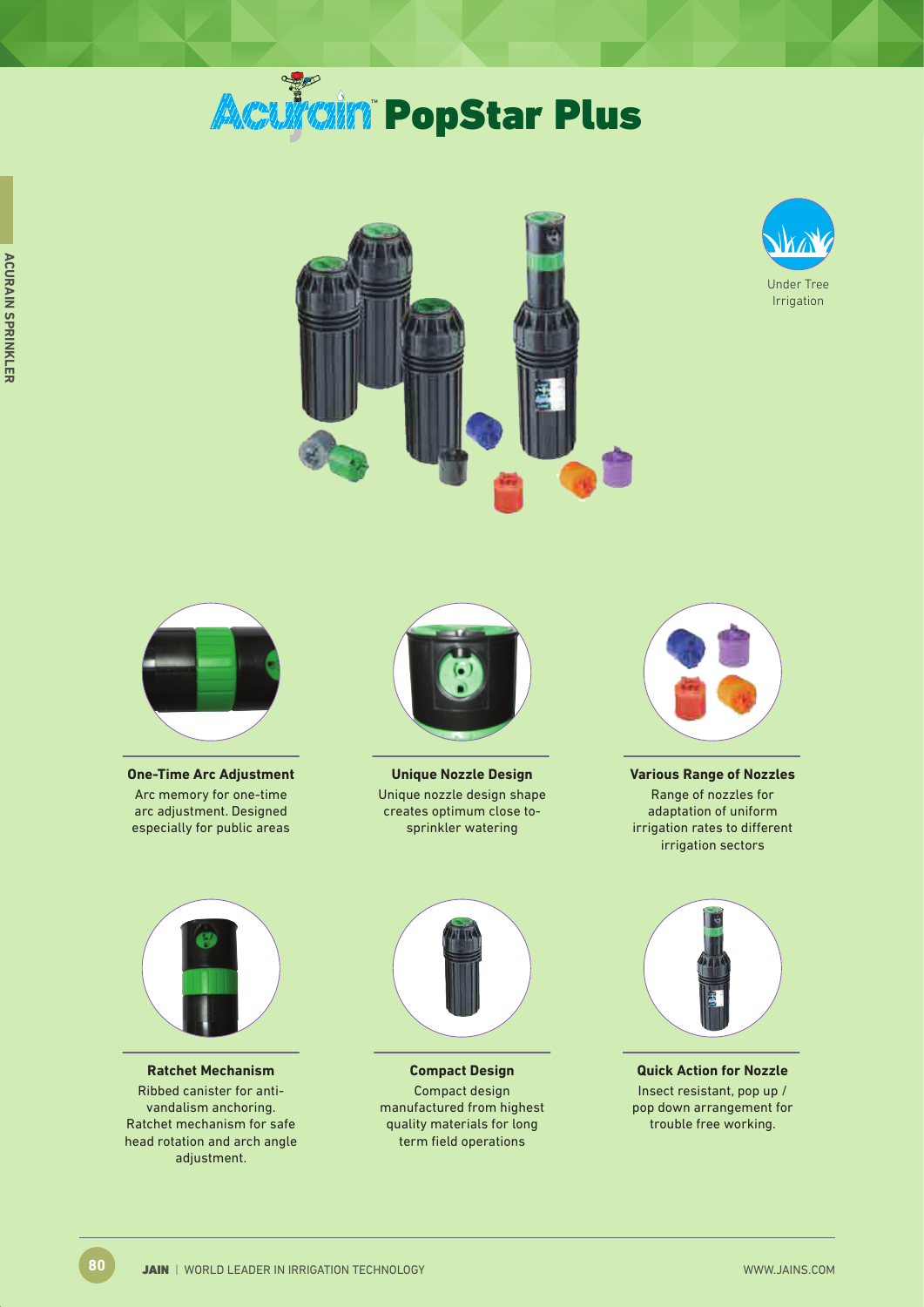# Acurain™ PopStar Plus

Under Tree Irrigation

### One-Time Arc Adjustment

Arc memory for one-time arc adjustment. Designed especially for public areas

### Unique Nozzle Design

Unique nozzle design shape creates optimum close to-sprinkler watering

### Various Range of Nozzles

Range of nozzles for adaptation of uniform irrigation rates to different irrigation sectors

### Ratchet Mechanism

Ribbed canister for anti-vandalism anchoring. Ratchet mechanism for safe head rotation and arch angle adjustment.

### Compact Design

Compact design manufactured from highest quality materials for long term field operations

### Quick Action for Nozzle

Insect resistant, pop up / pop down arrangement for trouble free working.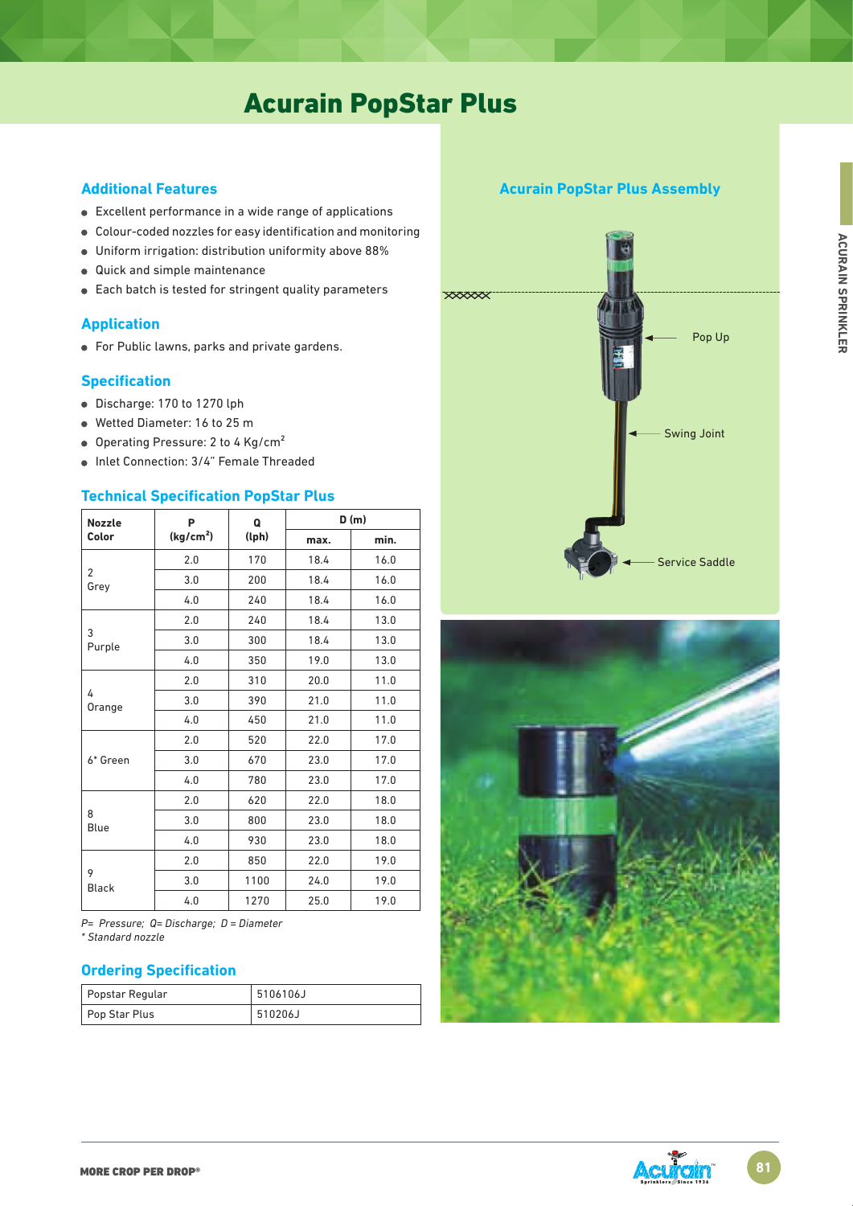# Acurain PopStar Plus

## Additional Features

- Excellent performance in a wide range of applications
- Colour-coded nozzles for easy identification and monitoring
- Uniform irrigation: distribution uniformity above 88%
- Quick and simple maintenance
- Each batch is tested for stringent quality parameters

## Application

- For Public lawns, parks and private gardens.

## Specification

- Discharge: 170 to 1270 lph
- Wetted Diameter: 16 to 25 m
- Operating Pressure: 2 to 4 Kg/cm$^2$
- Inlet Connection: 3/4" Female Threaded

## Technical Specification PopStar Plus

| Nozzle Color | P (kg/cm$^2$) | Q (lph) | D (m) | |
|---|---|---|---|---|
| | | | max. | min. |
| 2 Grey | 2.0 | 170 | 18.4 | 16.0 |
| | 3.0 | 200 | 18.4 | 16.0 |
| | 4.0 | 240 | 18.4 | 16.0 |
| 3 Purple | 2.0 | 240 | 18.4 | 13.0 |
| | 3.0 | 300 | 18.4 | 13.0 |
| | 4.0 | 350 | 19.0 | 13.0 |
| 4 Orange | 2.0 | 310 | 20.0 | 11.0 |
| | 3.0 | 390 | 21.0 | 11.0 |
| | 4.0 | 450 | 21.0 | 11.0 |
| 6* Green | 2.0 | 520 | 22.0 | 17.0 |
| | 3.0 | 670 | 23.0 | 17.0 |
| | 4.0 | 780 | 23.0 | 17.0 |
| 8 Blue | 2.0 | 620 | 22.0 | 18.0 |
| | 3.0 | 800 | 23.0 | 18.0 |
| | 4.0 | 930 | 23.0 | 18.0 |
| 9 Black | 2.0 | 850 | 22.0 | 19.0 |
| | 3.0 | 1100 | 24.0 | 19.0 |
| | 4.0 | 1270 | 25.0 | 19.0 |

*P= Pressure; Q= Discharge; D = Diameter*
*\* Standard nozzle*

## Ordering Specification

| | |
|---|---|
| Popstar Regular | 5106106J |
| Pop Star Plus | 510206J |

## Acurain PopStar Plus Assembly

Pop Up

Swing Joint

Service Saddle